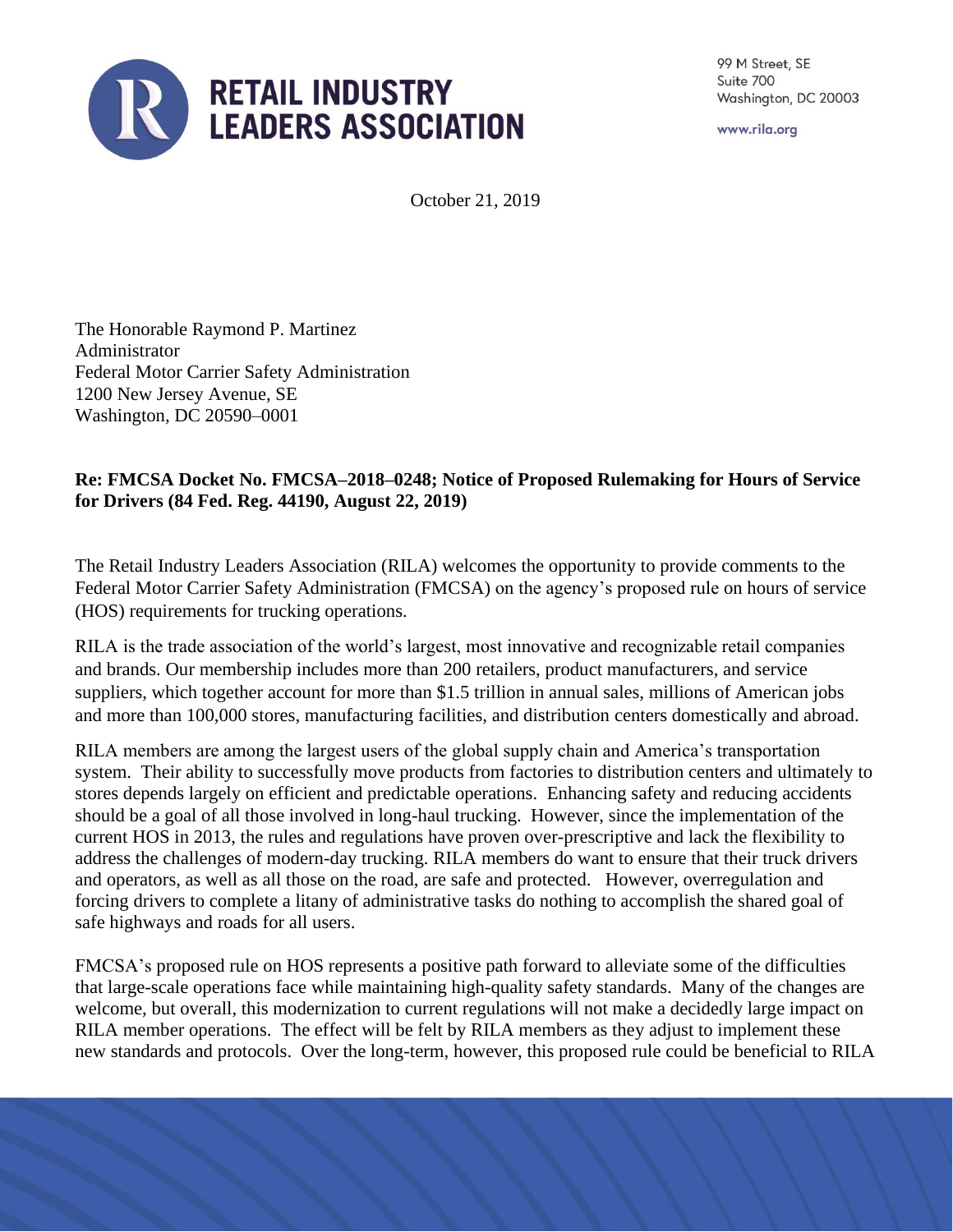# RETAIL INDUSTRY LEADERS ASSOCIATION

99 M Street, SE
Suite 700
Washington, DC 20003

www.rila.org

October 21, 2019

The Honorable Raymond P. Martinez
Administrator
Federal Motor Carrier Safety Administration
1200 New Jersey Avenue, SE
Washington, DC 20590–0001

**Re: FMCSA Docket No. FMCSA–2018–0248; Notice of Proposed Rulemaking for Hours of Service for Drivers (84 Fed. Reg. 44190, August 22, 2019)**

The Retail Industry Leaders Association (RILA) welcomes the opportunity to provide comments to the Federal Motor Carrier Safety Administration (FMCSA) on the agency's proposed rule on hours of service (HOS) requirements for trucking operations.

RILA is the trade association of the world's largest, most innovative and recognizable retail companies and brands. Our membership includes more than 200 retailers, product manufacturers, and service suppliers, which together account for more than $1.5 trillion in annual sales, millions of American jobs and more than 100,000 stores, manufacturing facilities, and distribution centers domestically and abroad.

RILA members are among the largest users of the global supply chain and America's transportation system. Their ability to successfully move products from factories to distribution centers and ultimately to stores depends largely on efficient and predictable operations. Enhancing safety and reducing accidents should be a goal of all those involved in long-haul trucking. However, since the implementation of the current HOS in 2013, the rules and regulations have proven over-prescriptive and lack the flexibility to address the challenges of modern-day trucking. RILA members do want to ensure that their truck drivers and operators, as well as all those on the road, are safe and protected. However, overregulation and forcing drivers to complete a litany of administrative tasks do nothing to accomplish the shared goal of safe highways and roads for all users.

FMCSA's proposed rule on HOS represents a positive path forward to alleviate some of the difficulties that large-scale operations face while maintaining high-quality safety standards. Many of the changes are welcome, but overall, this modernization to current regulations will not make a decidedly large impact on RILA member operations. The effect will be felt by RILA members as they adjust to implement these new standards and protocols. Over the long-term, however, this proposed rule could be beneficial to RILA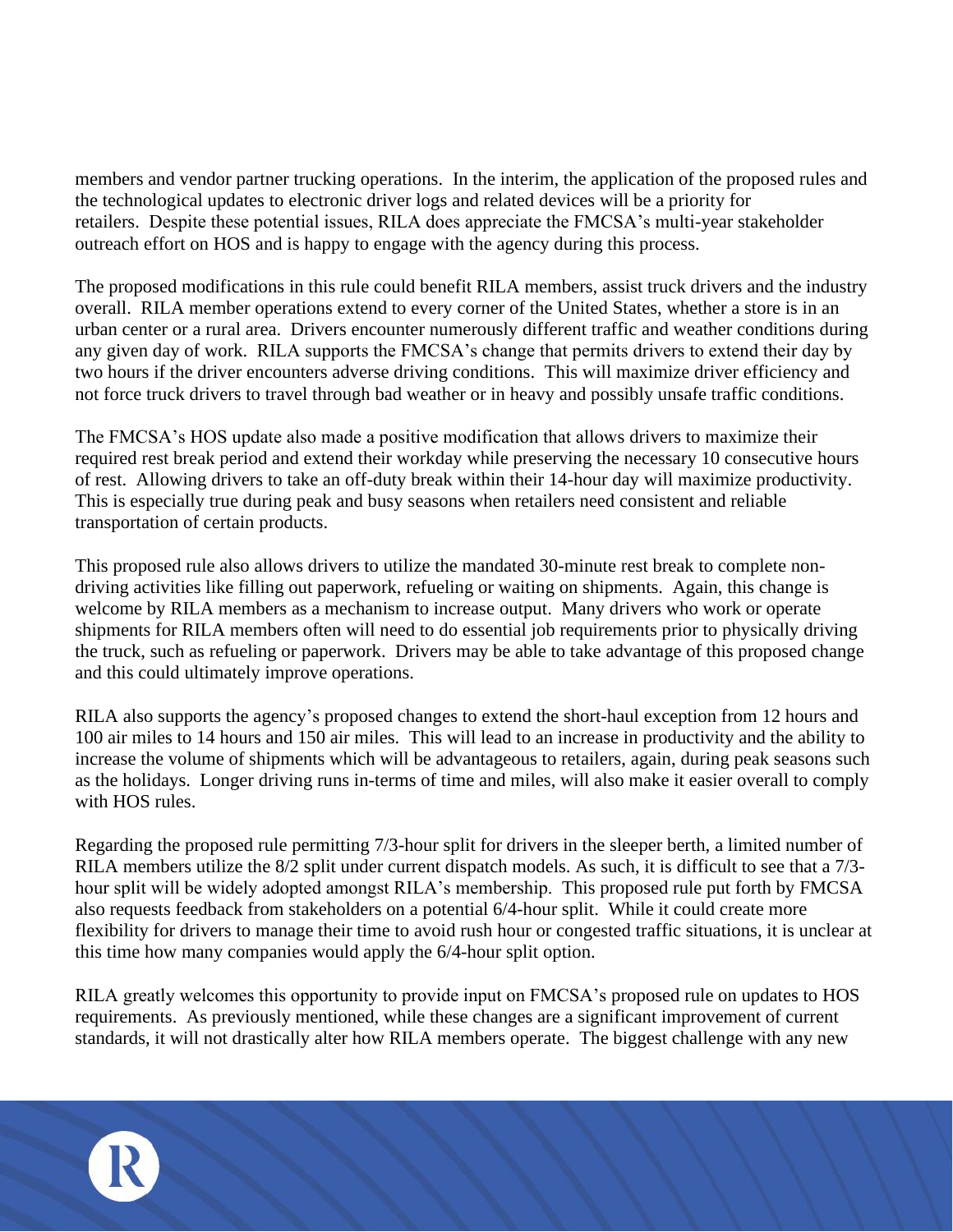members and vendor partner trucking operations. In the interim, the application of the proposed rules and the technological updates to electronic driver logs and related devices will be a priority for retailers. Despite these potential issues, RILA does appreciate the FMCSA's multi-year stakeholder outreach effort on HOS and is happy to engage with the agency during this process.

The proposed modifications in this rule could benefit RILA members, assist truck drivers and the industry overall. RILA member operations extend to every corner of the United States, whether a store is in an urban center or a rural area. Drivers encounter numerously different traffic and weather conditions during any given day of work. RILA supports the FMCSA's change that permits drivers to extend their day by two hours if the driver encounters adverse driving conditions. This will maximize driver efficiency and not force truck drivers to travel through bad weather or in heavy and possibly unsafe traffic conditions.

The FMCSA's HOS update also made a positive modification that allows drivers to maximize their required rest break period and extend their workday while preserving the necessary 10 consecutive hours of rest. Allowing drivers to take an off-duty break within their 14-hour day will maximize productivity. This is especially true during peak and busy seasons when retailers need consistent and reliable transportation of certain products.

This proposed rule also allows drivers to utilize the mandated 30-minute rest break to complete non-driving activities like filling out paperwork, refueling or waiting on shipments. Again, this change is welcome by RILA members as a mechanism to increase output. Many drivers who work or operate shipments for RILA members often will need to do essential job requirements prior to physically driving the truck, such as refueling or paperwork. Drivers may be able to take advantage of this proposed change and this could ultimately improve operations.

RILA also supports the agency's proposed changes to extend the short-haul exception from 12 hours and 100 air miles to 14 hours and 150 air miles. This will lead to an increase in productivity and the ability to increase the volume of shipments which will be advantageous to retailers, again, during peak seasons such as the holidays. Longer driving runs in-terms of time and miles, will also make it easier overall to comply with HOS rules.

Regarding the proposed rule permitting 7/3-hour split for drivers in the sleeper berth, a limited number of RILA members utilize the 8/2 split under current dispatch models. As such, it is difficult to see that a 7/3-hour split will be widely adopted amongst RILA's membership. This proposed rule put forth by FMCSA also requests feedback from stakeholders on a potential 6/4-hour split. While it could create more flexibility for drivers to manage their time to avoid rush hour or congested traffic situations, it is unclear at this time how many companies would apply the 6/4-hour split option.

RILA greatly welcomes this opportunity to provide input on FMCSA's proposed rule on updates to HOS requirements. As previously mentioned, while these changes are a significant improvement of current standards, it will not drastically alter how RILA members operate. The biggest challenge with any new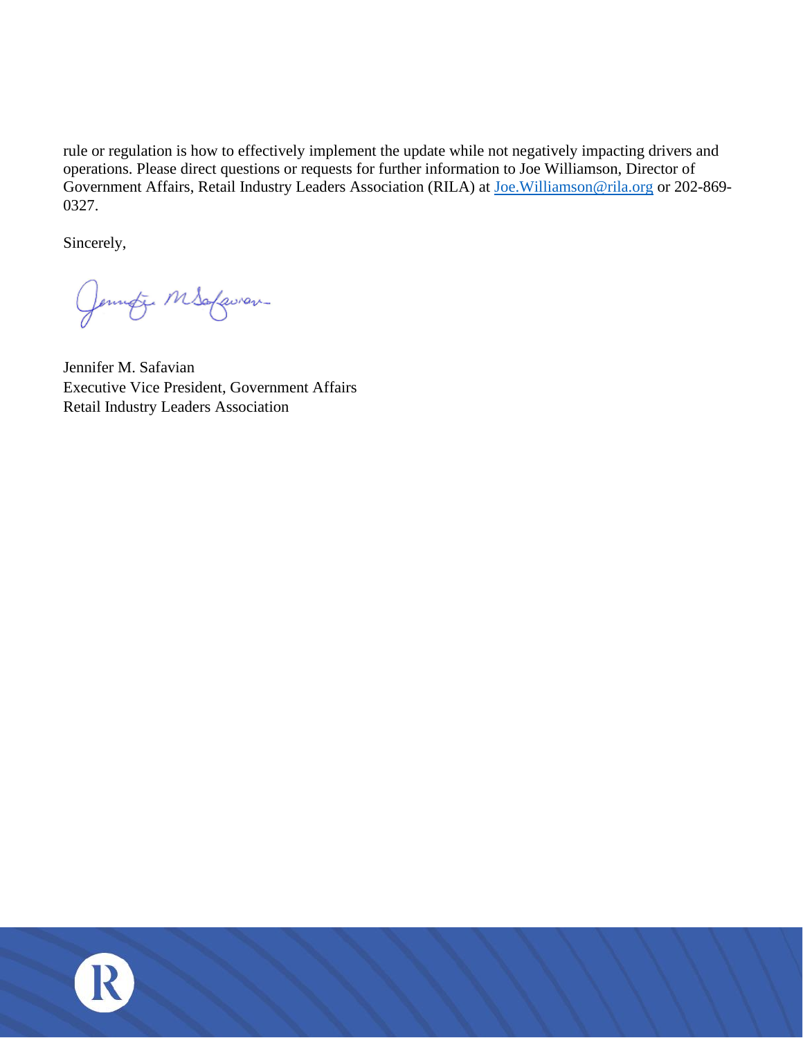rule or regulation is how to effectively implement the update while not negatively impacting drivers and operations. Please direct questions or requests for further information to Joe Williamson, Director of Government Affairs, Retail Industry Leaders Association (RILA) at [Joe.Williamson@rila.org](mailto:Joe.Williamson@rila.org) or 202-869-0327.

Sincerely,

Jennifer M. Safavian  
Executive Vice President, Government Affairs  
Retail Industry Leaders Association